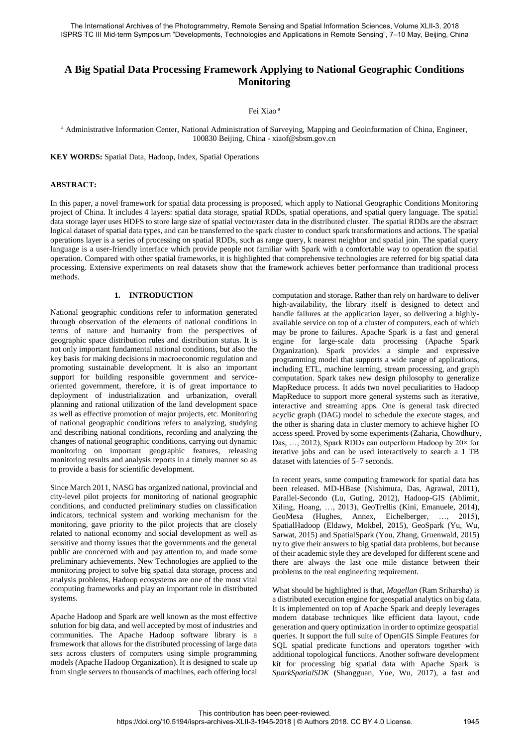# A Big Spatial Data Processing Framework Applying to National Geographic Conditions Monitoring

Fei Xiao [a]

[a] Administrative Information Center, National Administration of Surveying, Mapping and Geoinformation of China, Engineer, 100830 Beijing, China - xiaof@sbsm.gov.cn

**KEY WORDS:** Spatial Data, Hadoop, Index, Spatial Operations

## ABSTRACT:

In this paper, a novel framework for spatial data processing is proposed, which apply to National Geographic Conditions Monitoring project of China. It includes 4 layers: spatial data storage, spatial RDDs, spatial operations, and spatial query language. The spatial data storage layer uses HDFS to store large size of spatial vector/raster data in the distributed cluster. The spatial RDDs are the abstract logical dataset of spatial data types, and can be transferred to the spark cluster to conduct spark transformations and actions. The spatial operations layer is a series of processing on spatial RDDs, such as range query, k nearest neighbor and spatial join. The spatial query language is a user-friendly interface which provide people not familiar with Spark with a comfortable way to operation the spatial operation. Compared with other spatial frameworks, it is highlighted that comprehensive technologies are referred for big spatial data processing. Extensive experiments on real datasets show that the framework achieves better performance than traditional process methods.

## 1. INTRODUCTION

National geographic conditions refer to information generated through observation of the elements of national conditions in terms of nature and humanity from the perspectives of geographic space distribution rules and distribution status. It is not only important fundamental national conditions, but also the key basis for making decisions in macroeconomic regulation and promoting sustainable development. It is also an important support for building responsible government and service-oriented government, therefore, it is of great importance to deployment of industrialization and urbanization, overall planning and rational utilization of the land development space as well as effective promotion of major projects, etc. Monitoring of national geographic conditions refers to analyzing, studying and describing national conditions, recording and analyzing the changes of national geographic conditions, carrying out dynamic monitoring on important geographic features, releasing monitoring results and analysis reports in a timely manner so as to provide a basis for scientific development.

Since March 2011, NASG has organized national, provincial and city-level pilot projects for monitoring of national geographic conditions, and conducted preliminary studies on classification indicators, technical system and working mechanism for the monitoring, gave priority to the pilot projects that are closely related to national economy and social development as well as sensitive and thorny issues that the governments and the general public are concerned with and pay attention to, and made some preliminary achievements. New Technologies are applied to the monitoring project to solve big spatial data storage, process and analysis problems, Hadoop ecosystems are one of the most vital computing frameworks and play an important role in distributed systems.

Apache Hadoop and Spark are well known as the most effective solution for big data, and well accepted by most of industries and communities. The Apache Hadoop software library is a framework that allows for the distributed processing of large data sets across clusters of computers using simple programming models (Apache Hadoop Organization). It is designed to scale up from single servers to thousands of machines, each offering local computation and storage. Rather than rely on hardware to deliver high-availability, the library itself is designed to detect and handle failures at the application layer, so delivering a highly-available service on top of a cluster of computers, each of which may be prone to failures. Apache Spark is a fast and general engine for large-scale data processing (Apache Spark Organization). Spark provides a simple and expressive programming model that supports a wide range of applications, including ETL, machine learning, stream processing, and graph computation. Spark takes new design philosophy to generalize MapReduce process. It adds two novel peculiarities to Hadoop MapReduce to support more general systems such as iterative, interactive and streaming apps. One is general task directed acyclic graph (DAG) model to schedule the execute stages, and the other is sharing data in cluster memory to achieve higher IO access speed. Proved by some experiments (Zaharia, Chowdhury, Das, …, 2012), Spark RDDs can outperform Hadoop by 20× for iterative jobs and can be used interactively to search a 1 TB dataset with latencies of 5–7 seconds.

In recent years, some computing framework for spatial data has been released. MD-HBase (Nishimura, Das, Agrawal, 2011), Parallel-Secondo (Lu, Guting, 2012), Hadoop-GIS (Ablimit, Xiling, Hoang, …, 2013), GeoTrellis (Kini, Emanuele, 2014), GeoMesa (Hughes, Annex, Eichelberger, …, 2015), SpatialHadoop (Eldawy, Mokbel, 2015), GeoSpark (Yu, Wu, Sarwat, 2015) and SpatialSpark (You, Zhang, Gruenwald, 2015) try to give their answers to big spatial data problems, but because of their academic style they are developed for different scene and there are always the last one mile distance between their problems to the real engineering requirement.

What should be highlighted is that, *Magellan* (Ram Sriharsha) is a distributed execution engine for geospatial analytics on big data. It is implemented on top of Apache Spark and deeply leverages modern database techniques like efficient data layout, code generation and query optimization in order to optimize geospatial queries. It support the full suite of OpenGIS Simple Features for SQL spatial predicate functions and operators together with additional topological functions. Another software development kit for processing big spatial data with Apache Spark is *SparkSpatialSDK* (Shangguan, Yue, Wu, 2017), a fast and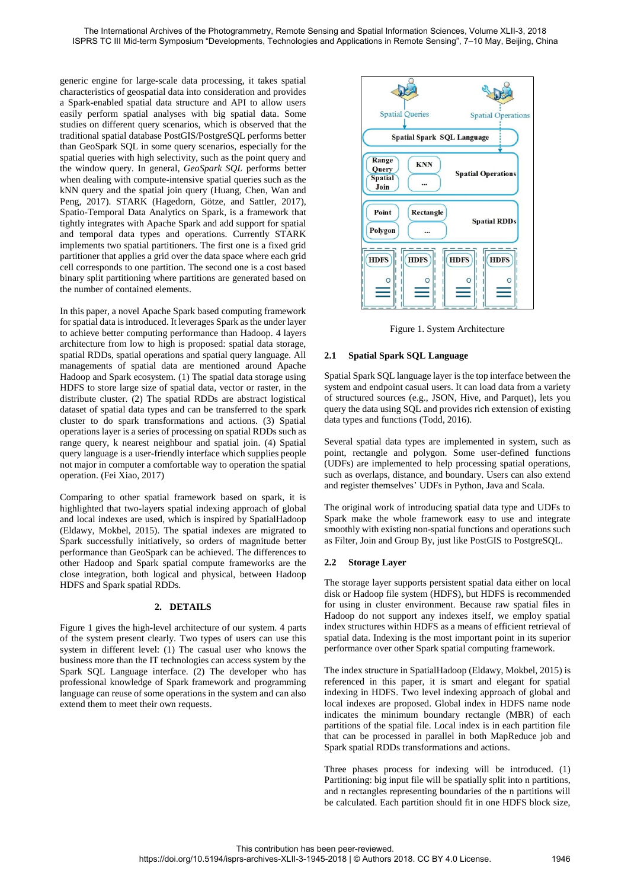generic engine for large-scale data processing, it takes spatial characteristics of geospatial data into consideration and provides a Spark-enabled spatial data structure and API to allow users easily perform spatial analyses with big spatial data. Some studies on different query scenarios, which is observed that the traditional spatial database PostGIS/PostgreSQL performs better than GeoSpark SQL in some query scenarios, especially for the spatial queries with high selectivity, such as the point query and the window query. In general, *GeoSpark SQL* performs better when dealing with compute-intensive spatial queries such as the kNN query and the spatial join query (Huang, Chen, Wan and Peng, 2017). STARK (Hagedorn, Götze, and Sattler, 2017), Spatio-Temporal Data Analytics on Spark, is a framework that tightly integrates with Apache Spark and add support for spatial and temporal data types and operations. Currently STARK implements two spatial partitioners. The first one is a fixed grid partitioner that applies a grid over the data space where each grid cell corresponds to one partition. The second one is a cost based binary split partitioning where partitions are generated based on the number of contained elements.

In this paper, a novel Apache Spark based computing framework for spatial data is introduced. It leverages Spark as the under layer to achieve better computing performance than Hadoop. 4 layers architecture from low to high is proposed: spatial data storage, spatial RDDs, spatial operations and spatial query language. All managements of spatial data are mentioned around Apache Hadoop and Spark ecosystem. (1) The spatial data storage using HDFS to store large size of spatial data, vector or raster, in the distribute cluster. (2) The spatial RDDs are abstract logistical dataset of spatial data types and can be transferred to the spark cluster to do spark transformations and actions. (3) Spatial operations layer is a series of processing on spatial RDDs such as range query, k nearest neighbour and spatial join. (4) Spatial query language is a user-friendly interface which supplies people not major in computer a comfortable way to operation the spatial operation. (Fei Xiao, 2017)

Comparing to other spatial framework based on spark, it is highlighted that two-layers spatial indexing approach of global and local indexes are used, which is inspired by SpatialHadoop (Eldawy, Mokbel, 2015). The spatial indexes are migrated to Spark successfully initiatively, so orders of magnitude better performance than GeoSpark can be achieved. The differences to other Hadoop and Spark spatial compute frameworks are the close integration, both logical and physical, between Hadoop HDFS and Spark spatial RDDs.

## 2. DETAILS

Figure 1 gives the high-level architecture of our system. 4 parts of the system present clearly. Two types of users can use this system in different level: (1) The casual user who knows the business more than the IT technologies can access system by the Spark SQL Language interface. (2) The developer who has professional knowledge of Spark framework and programming language can reuse of some operations in the system and can also extend them to meet their own requests.

Figure 1. System Architecture

### 2.1 Spatial Spark SQL Language

Spatial Spark SQL language layer is the top interface between the system and endpoint casual users. It can load data from a variety of structured sources (e.g., JSON, Hive, and Parquet), lets you query the data using SQL and provides rich extension of existing data types and functions (Todd, 2016).

Several spatial data types are implemented in system, such as point, rectangle and polygon. Some user-defined functions (UDFs) are implemented to help processing spatial operations, such as overlaps, distance, and boundary. Users can also extend and register themselves' UDFs in Python, Java and Scala.

The original work of introducing spatial data type and UDFs to Spark make the whole framework easy to use and integrate smoothly with existing non-spatial functions and operations such as Filter, Join and Group By, just like PostGIS to PostgreSQL.

### 2.2 Storage Layer

The storage layer supports persistent spatial data either on local disk or Hadoop file system (HDFS), but HDFS is recommended for using in cluster environment. Because raw spatial files in Hadoop do not support any indexes itself, we employ spatial index structures within HDFS as a means of efficient retrieval of spatial data. Indexing is the most important point in its superior performance over other Spark spatial computing framework.

The index structure in SpatialHadoop (Eldawy, Mokbel, 2015) is referenced in this paper, it is smart and elegant for spatial indexing in HDFS. Two level indexing approach of global and local indexes are proposed. Global index in HDFS name node indicates the minimum boundary rectangle (MBR) of each partitions of the spatial file. Local index is in each partition file that can be processed in parallel in both MapReduce job and Spark spatial RDDs transformations and actions.

Three phases process for indexing will be introduced. (1) Partitioning: big input file will be spatially split into n partitions, and n rectangles representing boundaries of the n partitions will be calculated. Each partition should fit in one HDFS block size,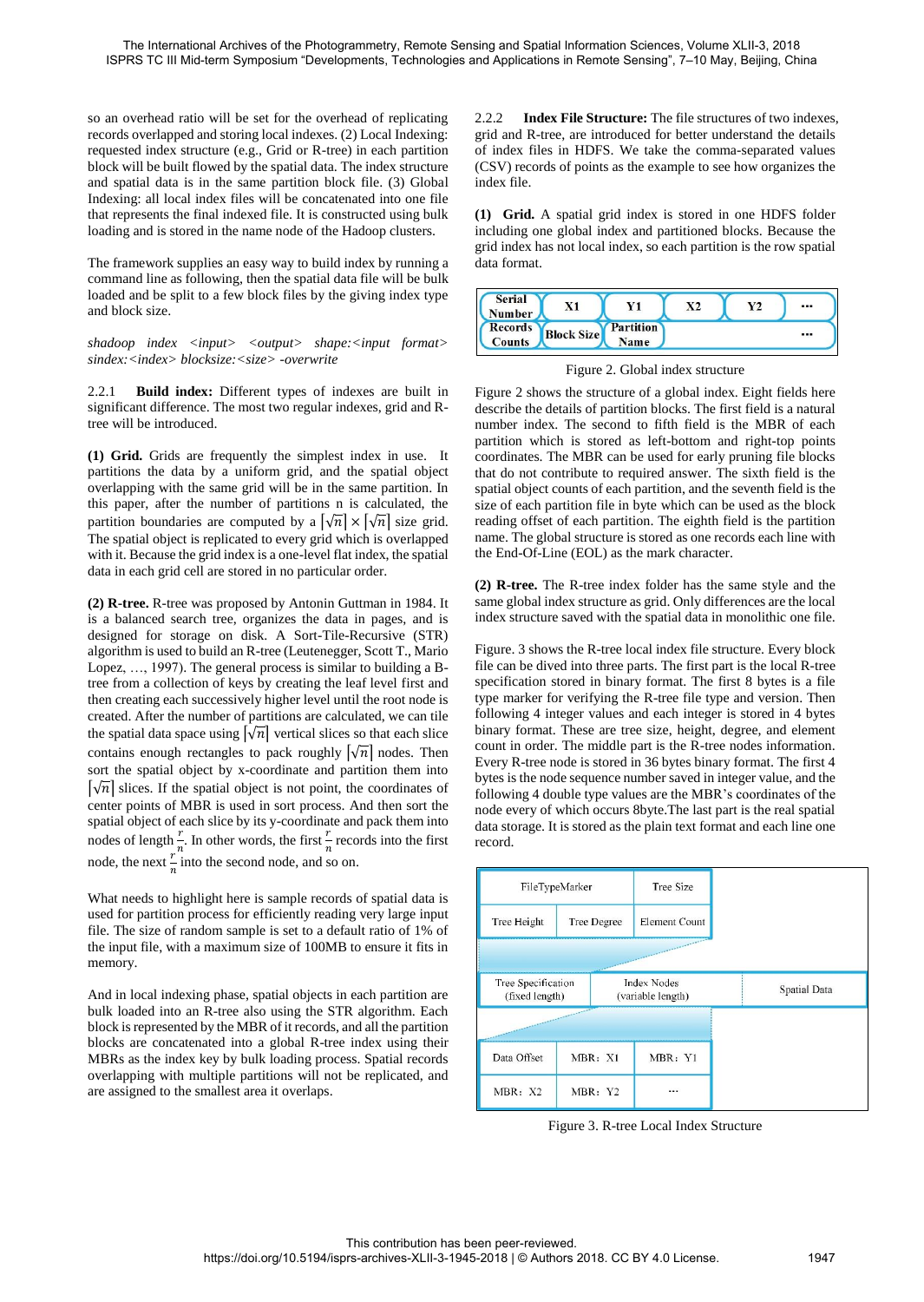so an overhead ratio will be set for the overhead of replicating records overlapped and storing local indexes. (2) Local Indexing: requested index structure (e.g., Grid or R-tree) in each partition block will be built flowed by the spatial data. The index structure and spatial data is in the same partition block file. (3) Global Indexing: all local index files will be concatenated into one file that represents the final indexed file. It is constructed using bulk loading and is stored in the name node of the Hadoop clusters.

The framework supplies an easy way to build index by running a command line as following, then the spatial data file will be bulk loaded and be split to a few block files by the giving index type and block size.

*shadoop index <input> <output> shape:<input format> sindex:<index> blocksize:<size> -overwrite*

### 2.2.1 Build index:

Different types of indexes are built in significant difference. The most two regular indexes, grid and R-tree will be introduced.

**(1) Grid.** Grids are frequently the simplest index in use. It partitions the data by a uniform grid, and the spatial object overlapping with the same grid will be in the same partition. In this paper, after the number of partitions n is calculated, the partition boundaries are computed by a $\lceil\sqrt{n}\rceil \times \lceil\sqrt{n}\rceil$ size grid. The spatial object is replicated to every grid which is overlapped with it. Because the grid index is a one-level flat index, the spatial data in each grid cell are stored in no particular order.

**(2) R-tree.** R-tree was proposed by Antonin Guttman in 1984. It is a balanced search tree, organizes the data in pages, and is designed for storage on disk. A Sort-Tile-Recursive (STR) algorithm is used to build an R-tree (Leutenegger, Scott T., Mario Lopez, …, 1997). The general process is similar to building a B-tree from a collection of keys by creating the leaf level first and then creating each successively higher level until the root node is created. After the number of partitions are calculated, we can tile the spatial data space using $\lceil\sqrt{n}\rceil$ vertical slices so that each slice contains enough rectangles to pack roughly $\lceil\sqrt{n}\rceil$ nodes. Then sort the spatial object by x-coordinate and partition them into $\lceil\sqrt{n}\rceil$ slices. If the spatial object is not point, the coordinates of center points of MBR is used in sort process. And then sort the spatial object of each slice by its y-coordinate and pack them into nodes of length $\frac{r}{n}$. In other words, the first $\frac{r}{n}$ records into the first node, the next $\frac{r}{n}$ into the second node, and so on.

What needs to highlight here is sample records of spatial data is used for partition process for efficiently reading very large input file. The size of random sample is set to a default ratio of 1% of the input file, with a maximum size of 100MB to ensure it fits in memory.

And in local indexing phase, spatial objects in each partition are bulk loaded into an R-tree also using the STR algorithm. Each block is represented by the MBR of it records, and all the partition blocks are concatenated into a global R-tree index using their MBRs as the index key by bulk loading process. Spatial records overlapping with multiple partitions will not be replicated, and are assigned to the smallest area it overlaps.

### 2.2.2 Index File Structure:

The file structures of two indexes, grid and R-tree, are introduced for better understand the details of index files in HDFS. We take the comma-separated values (CSV) records of points as the example to see how organizes the index file.

**(1) Grid.** A spatial grid index is stored in one HDFS folder including one global index and partitioned blocks. Because the grid index has not local index, so each partition is the row spatial data format.

| Serial Number | X1 | Y1 | X2 | Y2 | … |
|---|---|---|---|---|---|
| Records Counts | Block Size | Partition Name | | | … |

Figure 2. Global index structure

Figure 2 shows the structure of a global index. Eight fields here describe the details of partition blocks. The first field is a natural number index. The second to fifth field is the MBR of each partition which is stored as left-bottom and right-top points coordinates. The MBR can be used for early pruning file blocks that do not contribute to required answer. The sixth field is the spatial object counts of each partition, and the seventh field is the size of each partition file in byte which can be used as the block reading offset of each partition. The eighth field is the partition name. The global structure is stored as one records each line with the End-Of-Line (EOL) as the mark character.

**(2) R-tree.** The R-tree index folder has the same style and the same global index structure as grid. Only differences are the local index structure saved with the spatial data in monolithic one file.

Figure. 3 shows the R-tree local index file structure. Every block file can be dived into three parts. The first part is the local R-tree specification stored in binary format. The first 8 bytes is a file type marker for verifying the R-tree file type and version. Then following 4 integer values and each integer is stored in 4 bytes binary format. These are tree size, height, degree, and element count in order. The middle part is the R-tree nodes information. Every R-tree node is stored in 36 bytes binary format. The first 4 bytes is the node sequence number saved in integer value, and the following 4 double type values are the MBR's coordinates of the node every of which occurs 8byte.The last part is the real spatial data storage. It is stored as the plain text format and each line one record.

| Tree Specification (fixed length) | Index Nodes (variable length) | Spatial Data |
|---|---|---|

Tree Specification:

| FileTypeMarker | | Tree Size |
|---|---|---|
| Tree Height | Tree Degree | Element Count |

Index Nodes:

| Data Offset | MBR: X1 | MBR: Y1 |
|---|---|---|
| MBR: X2 | MBR: Y2 | … |

Figure 3. R-tree Local Index Structure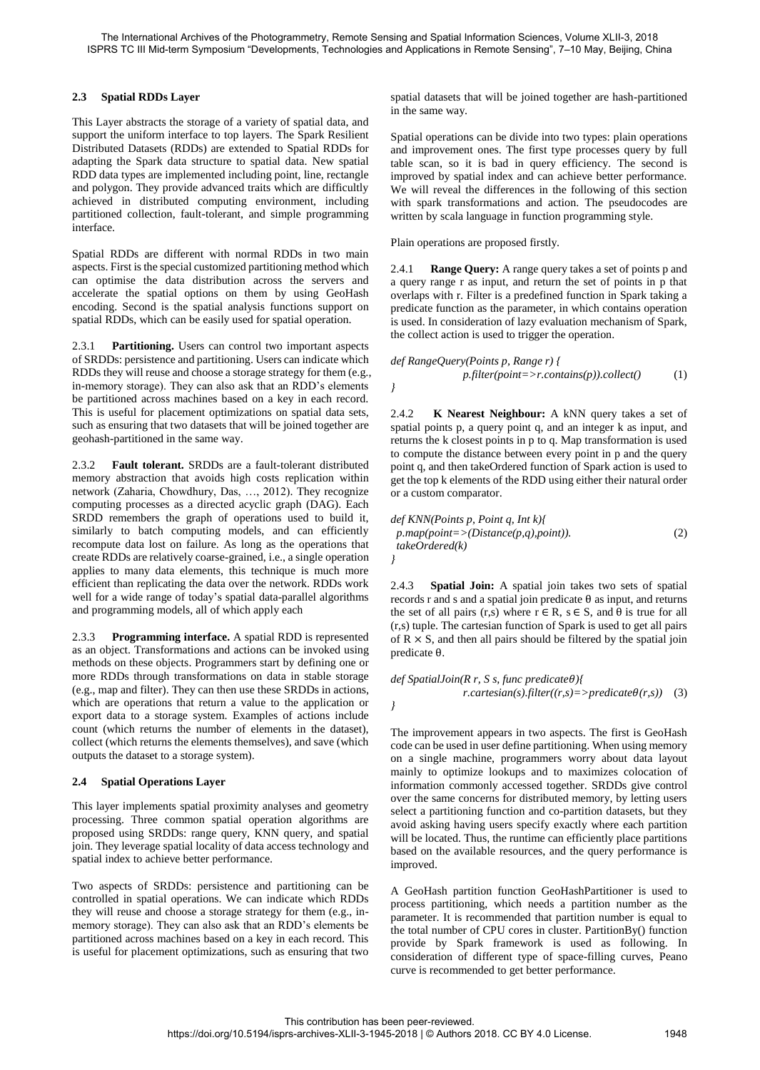### 2.3 Spatial RDDs Layer

This Layer abstracts the storage of a variety of spatial data, and support the uniform interface to top layers. The Spark Resilient Distributed Datasets (RDDs) are extended to Spatial RDDs for adapting the Spark data structure to spatial data. New spatial RDD data types are implemented including point, line, rectangle and polygon. They provide advanced traits which are difficultly achieved in distributed computing environment, including partitioned collection, fault-tolerant, and simple programming interface.

Spatial RDDs are different with normal RDDs in two main aspects. First is the special customized partitioning method which can optimise the data distribution across the servers and accelerate the spatial options on them by using GeoHash encoding. Second is the spatial analysis functions support on spatial RDDs, which can be easily used for spatial operation.

2.3.1 **Partitioning.** Users can control two important aspects of SRDDs: persistence and partitioning. Users can indicate which RDDs they will reuse and choose a storage strategy for them (e.g., in-memory storage). They can also ask that an RDD's elements be partitioned across machines based on a key in each record. This is useful for placement optimizations on spatial data sets, such as ensuring that two datasets that will be joined together are geohash-partitioned in the same way.

2.3.2 **Fault tolerant.** SRDDs are a fault-tolerant distributed memory abstraction that avoids high costs replication within network (Zaharia, Chowdhury, Das, …, 2012). They recognize computing processes as a directed acyclic graph (DAG). Each SRDD remembers the graph of operations used to build it, similarly to batch computing models, and can efficiently recompute data lost on failure. As long as the operations that create RDDs are relatively coarse-grained, i.e., a single operation applies to many data elements, this technique is much more efficient than replicating the data over the network. RDDs work well for a wide range of today's spatial data-parallel algorithms and programming models, all of which apply each

2.3.3 **Programming interface.** A spatial RDD is represented as an object. Transformations and actions can be invoked using methods on these objects. Programmers start by defining one or more RDDs through transformations on data in stable storage (e.g., map and filter). They can then use these SRDDs in actions, which are operations that return a value to the application or export data to a storage system. Examples of actions include count (which returns the number of elements in the dataset), collect (which returns the elements themselves), and save (which outputs the dataset to a storage system).

### 2.4 Spatial Operations Layer

This layer implements spatial proximity analyses and geometry processing. Three common spatial operation algorithms are proposed using SRDDs: range query, KNN query, and spatial join. They leverage spatial locality of data access technology and spatial index to achieve better performance.

Two aspects of SRDDs: persistence and partitioning can be controlled in spatial operations. We can indicate which RDDs they will reuse and choose a storage strategy for them (e.g., in-memory storage). They can also ask that an RDD's elements be partitioned across machines based on a key in each record. This is useful for placement optimizations, such as ensuring that two spatial datasets that will be joined together are hash-partitioned in the same way.

Spatial operations can be divide into two types: plain operations and improvement ones. The first type processes query by full table scan, so it is bad in query efficiency. The second is improved by spatial index and can achieve better performance. We will reveal the differences in the following of this section with spark transformations and action. The pseudocodes are written by scala language in function programming style.

Plain operations are proposed firstly.

2.4.1 **Range Query:** A range query takes a set of points p and a query range r as input, and return the set of points in p that overlaps with r. Filter is a predefined function in Spark taking a predicate function as the parameter, in which contains operation is used. In consideration of lazy evaluation mechanism of Spark, the collect action is used to trigger the operation.

```
def RangeQuery(Points p, Range r) {
        p.filter(point=>r.contains(p)).collect()        (1)
}
```

2.4.2 **K Nearest Neighbour:** A kNN query takes a set of spatial points p, a query point q, and an integer k as input, and returns the k closest points in p to q. Map transformation is used to compute the distance between every point in p and the query point q, and then takeOrdered function of Spark action is used to get the top k elements of the RDD using either their natural order or a custom comparator.

```
def KNN(Points p, Point q, Int k){
  p.map(point=>(Distance(p,q),point)).        (2)
  takeOrdered(k)
}
```

2.4.3 **Spatial Join:** A spatial join takes two sets of spatial records r and s and a spatial join predicate θ as input, and returns the set of all pairs (r,s) where r ∈ R, s ∈ S, and θ is true for all (r,s) tuple. The cartesian function of Spark is used to get all pairs of R × S, and then all pairs should be filtered by the spatial join predicate θ.

```
def SpatialJoin(R r, S s, func predicateθ){
        r.cartesian(s).filter((r,s)=>predicateθ(r,s))    (3)
}
```

The improvement appears in two aspects. The first is GeoHash code can be used in user define partitioning. When using memory on a single machine, programmers worry about data layout mainly to optimize lookups and to maximizes colocation of information commonly accessed together. SRDDs give control over the same concerns for distributed memory, by letting users select a partitioning function and co-partition datasets, but they avoid asking having users specify exactly where each partition will be located. Thus, the runtime can efficiently place partitions based on the available resources, and the query performance is improved.

A GeoHash partition function GeoHashPartitioner is used to process partitioning, which needs a partition number as the parameter. It is recommended that partition number is equal to the total number of CPU cores in cluster. PartitionBy() function provide by Spark framework is used as following. In consideration of different type of space-filling curves, Peano curve is recommended to get better performance.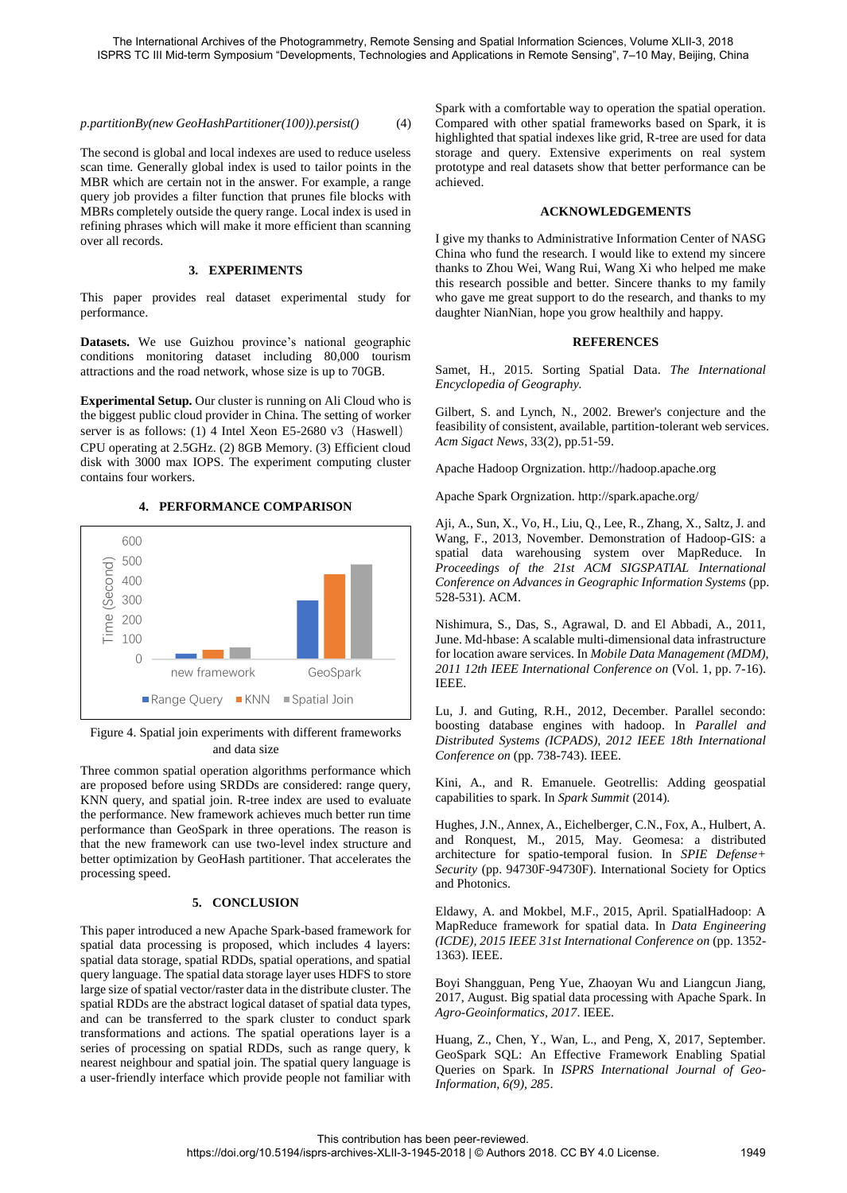*p.partitionBy(new GeoHashPartitioner(100)).persist()* (4)

The second is global and local indexes are used to reduce useless scan time. Generally global index is used to tailor points in the MBR which are certain not in the answer. For example, a range query job provides a filter function that prunes file blocks with MBRs completely outside the query range. Local index is used in refining phrases which will make it more efficient than scanning over all records.

## 3. EXPERIMENTS

This paper provides real dataset experimental study for performance.

**Datasets.** We use Guizhou province's national geographic conditions monitoring dataset including 80,000 tourism attractions and the road network, whose size is up to 70GB.

**Experimental Setup.** Our cluster is running on Ali Cloud who is the biggest public cloud provider in China. The setting of worker server is as follows: (1) 4 Intel Xeon E5-2680 v3（Haswell）CPU operating at 2.5GHz. (2) 8GB Memory. (3) Efficient cloud disk with 3000 max IOPS. The experiment computing cluster contains four workers.

## 4. PERFORMANCE COMPARISON

Figure 4. Spatial join experiments with different frameworks and data size

Three common spatial operation algorithms performance which are proposed before using SRDDs are considered: range query, KNN query, and spatial join. R-tree index are used to evaluate the performance. New framework achieves much better run time performance than GeoSpark in three operations. The reason is that the new framework can use two-level index structure and better optimization by GeoHash partitioner. That accelerates the processing speed.

## 5. CONCLUSION

This paper introduced a new Apache Spark-based framework for spatial data processing is proposed, which includes 4 layers: spatial data storage, spatial RDDs, spatial operations, and spatial query language. The spatial data storage layer uses HDFS to store large size of spatial vector/raster data in the distribute cluster. The spatial RDDs are the abstract logical dataset of spatial data types, and can be transferred to the spark cluster to conduct spark transformations and actions. The spatial operations layer is a series of processing on spatial RDDs, such as range query, k nearest neighbour and spatial join. The spatial query language is a user-friendly interface which provide people not familiar with Spark with a comfortable way to operation the spatial operation. Compared with other spatial frameworks based on Spark, it is highlighted that spatial indexes like grid, R-tree are used for data storage and query. Extensive experiments on real system prototype and real datasets show that better performance can be achieved.

## ACKNOWLEDGEMENTS

I give my thanks to Administrative Information Center of NASG China who fund the research. I would like to extend my sincere thanks to Zhou Wei, Wang Rui, Wang Xi who helped me make this research possible and better. Sincere thanks to my family who gave me great support to do the research, and thanks to my daughter NianNian, hope you grow healthily and happy.

## REFERENCES

Samet, H., 2015. Sorting Spatial Data. *The International Encyclopedia of Geography.*

Gilbert, S. and Lynch, N., 2002. Brewer's conjecture and the feasibility of consistent, available, partition-tolerant web services. *Acm Sigact News*, 33(2), pp.51-59.

Apache Hadoop Orgnization. http://hadoop.apache.org

Apache Spark Orgnization. http://spark.apache.org/

Aji, A., Sun, X., Vo, H., Liu, Q., Lee, R., Zhang, X., Saltz, J. and Wang, F., 2013, November. Demonstration of Hadoop-GIS: a spatial data warehousing system over MapReduce. In *Proceedings of the 21st ACM SIGSPATIAL International Conference on Advances in Geographic Information Systems* (pp. 528-531). ACM.

Nishimura, S., Das, S., Agrawal, D. and El Abbadi, A., 2011, June. Md-hbase: A scalable multi-dimensional data infrastructure for location aware services. In *Mobile Data Management (MDM), 2011 12th IEEE International Conference on* (Vol. 1, pp. 7-16). IEEE.

Lu, J. and Guting, R.H., 2012, December. Parallel secondo: boosting database engines with hadoop. In *Parallel and Distributed Systems (ICPADS), 2012 IEEE 18th International Conference on* (pp. 738-743). IEEE.

Kini, A., and R. Emanuele. Geotrellis: Adding geospatial capabilities to spark. In *Spark Summit* (2014).

Hughes, J.N., Annex, A., Eichelberger, C.N., Fox, A., Hulbert, A. and Ronquest, M., 2015, May. Geomesa: a distributed architecture for spatio-temporal fusion. In *SPIE Defense+ Security* (pp. 94730F-94730F). International Society for Optics and Photonics.

Eldawy, A. and Mokbel, M.F., 2015, April. SpatialHadoop: A MapReduce framework for spatial data. In *Data Engineering (ICDE), 2015 IEEE 31st International Conference on* (pp. 1352-1363). IEEE.

Boyi Shangguan, Peng Yue, Zhaoyan Wu and Liangcun Jiang, 2017, August. Big spatial data processing with Apache Spark. In *Agro-Geoinformatics, 2017*. IEEE.

Huang, Z., Chen, Y., Wan, L., and Peng, X, 2017, September. GeoSpark SQL: An Effective Framework Enabling Spatial Queries on Spark. In *ISPRS International Journal of Geo-Information, 6(9), 285*.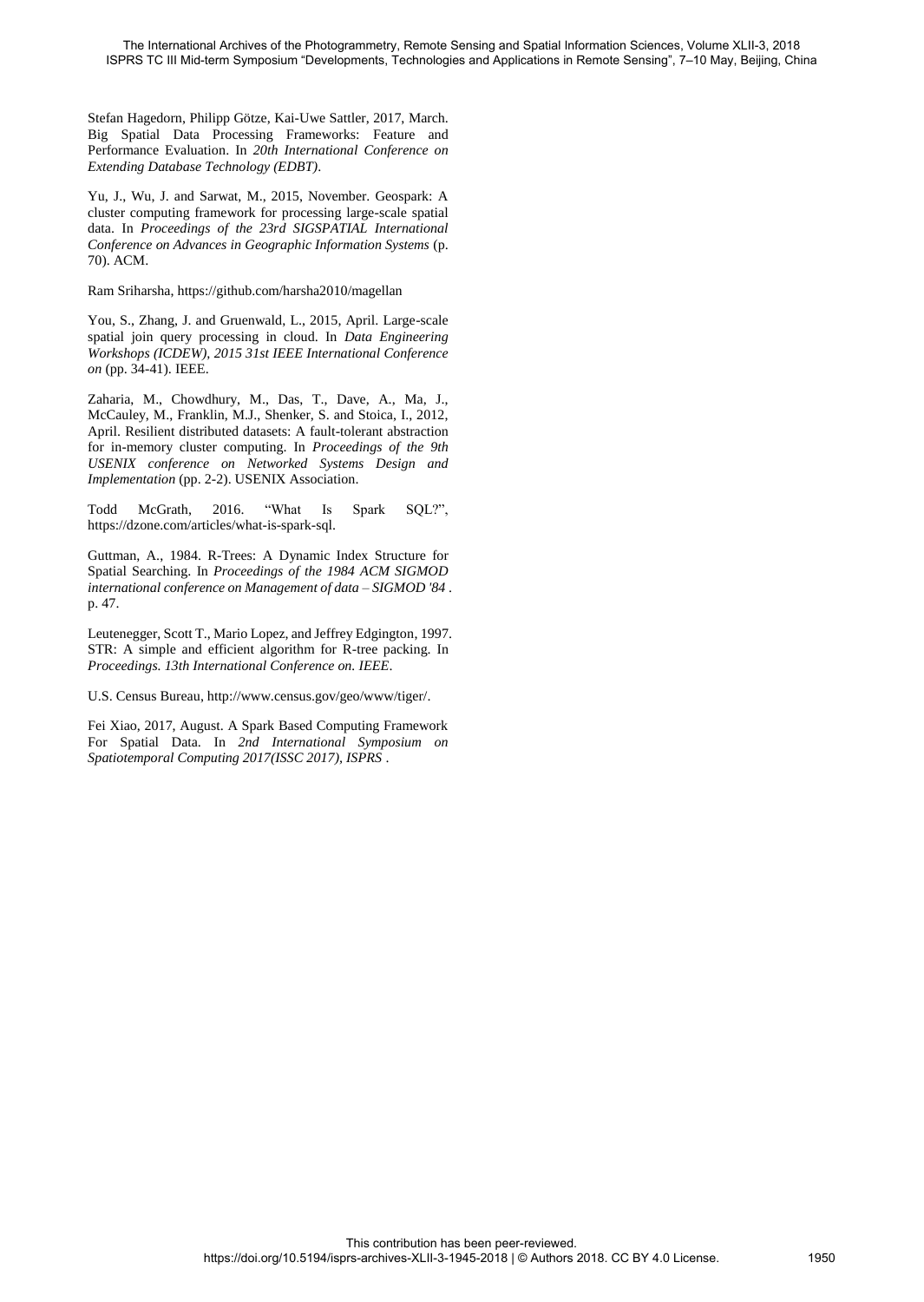Stefan Hagedorn, Philipp Götze, Kai-Uwe Sattler, 2017, March. Big Spatial Data Processing Frameworks: Feature and Performance Evaluation. In *20th International Conference on Extending Database Technology (EDBT)*.

Yu, J., Wu, J. and Sarwat, M., 2015, November. Geospark: A cluster computing framework for processing large-scale spatial data. In *Proceedings of the 23rd SIGSPATIAL International Conference on Advances in Geographic Information Systems* (p. 70). ACM.

Ram Sriharsha, https://github.com/harsha2010/magellan

You, S., Zhang, J. and Gruenwald, L., 2015, April. Large-scale spatial join query processing in cloud. In *Data Engineering Workshops (ICDEW), 2015 31st IEEE International Conference on* (pp. 34-41). IEEE.

Zaharia, M., Chowdhury, M., Das, T., Dave, A., Ma, J., McCauley, M., Franklin, M.J., Shenker, S. and Stoica, I., 2012, April. Resilient distributed datasets: A fault-tolerant abstraction for in-memory cluster computing. In *Proceedings of the 9th USENIX conference on Networked Systems Design and Implementation* (pp. 2-2). USENIX Association.

Todd McGrath, 2016. "What Is Spark SQL?", https://dzone.com/articles/what-is-spark-sql.

Guttman, A., 1984. R-Trees: A Dynamic Index Structure for Spatial Searching. In *Proceedings of the 1984 ACM SIGMOD international conference on Management of data – SIGMOD '84* . p. 47.

Leutenegger, Scott T., Mario Lopez, and Jeffrey Edgington, 1997. STR: A simple and efficient algorithm for R-tree packing. In *Proceedings. 13th International Conference on. IEEE*.

U.S. Census Bureau, http://www.census.gov/geo/www/tiger/.

Fei Xiao, 2017, August. A Spark Based Computing Framework For Spatial Data. In *2nd International Symposium on Spatiotemporal Computing 2017(ISSC 2017), ISPRS* .